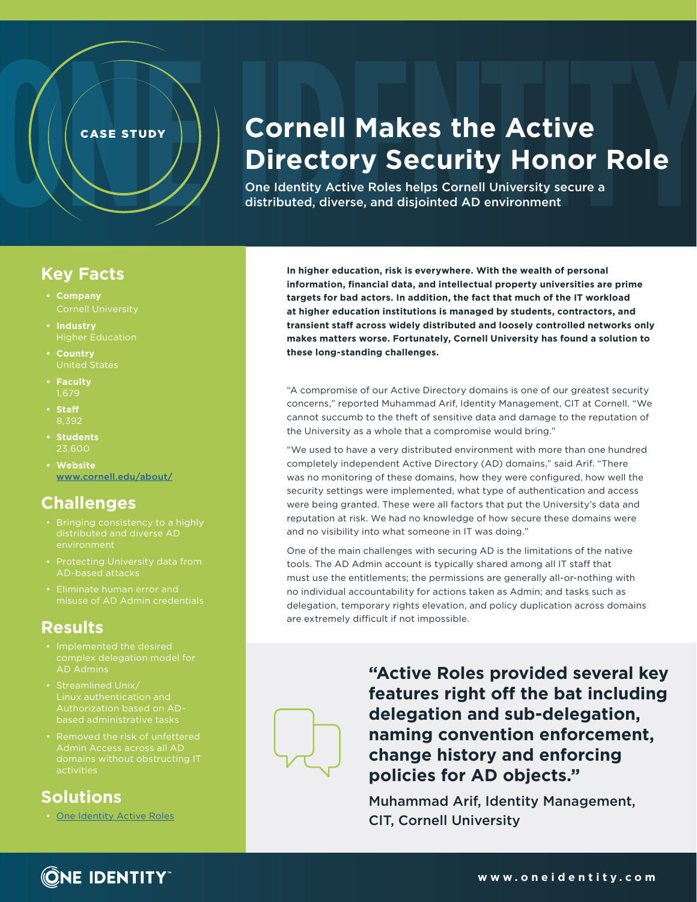CASE STUDY

# Cornell Makes the Active Directory Security Honor Role

One Identity Active Roles helps Cornell University secure a distributed, diverse, and disjointed AD environment

## Key Facts

- **Company**
  Cornell University
- **Industry**
  Higher Education
- **Country**
  United States
- **Faculty**
  1,679
- **Staff**
  8,392
- **Students**
  23,600
- **Website**
  [www.cornell.edu/about/](www.cornell.edu/about/)

## Challenges

- Bringing consistency to a highly distributed and diverse AD environment
- Protecting University data from AD-based attacks
- Eliminate human error and misuse of AD Admin credentials

## Results

- Implemented the desired complex delegation model for AD Admins
- Streamlined Unix/Linux authentication and Authorization based on AD-based administrative tasks
- Removed the risk of unfettered Admin Access across all AD domains without obstructing IT activities

## Solutions

- [One Identity Active Roles]()

**In higher education, risk is everywhere. With the wealth of personal information, financial data, and intellectual property universities are prime targets for bad actors. In addition, the fact that much of the IT workload at higher education institutions is managed by students, contractors, and transient staff across widely distributed and loosely controlled networks only makes matters worse. Fortunately, Cornell University has found a solution to these long-standing challenges.**

"A compromise of our Active Directory domains is one of our greatest security concerns," reported Muhammad Arif, Identity Management, CIT at Cornell. "We cannot succumb to the theft of sensitive data and damage to the reputation of the University as a whole that a compromise would bring."

"We used to have a very distributed environment with more than one hundred completely independent Active Directory (AD) domains," said Arif. "There was no monitoring of these domains, how they were configured, how well the security settings were implemented, what type of authentication and access were being granted. These were all factors that put the University's data and reputation at risk. We had no knowledge of how secure these domains were and no visibility into what someone in IT was doing."

One of the main challenges with securing AD is the limitations of the native tools. The AD Admin account is typically shared among all IT staff that must use the entitlements; the permissions are generally all-or-nothing with no individual accountability for actions taken as Admin; and tasks such as delegation, temporary rights elevation, and policy duplication across domains are extremely difficult if not impossible.

> **"Active Roles provided several key features right off the bat including delegation and sub-delegation, naming convention enforcement, change history and enforcing policies for AD objects."**
>
> Muhammad Arif, Identity Management, CIT, Cornell University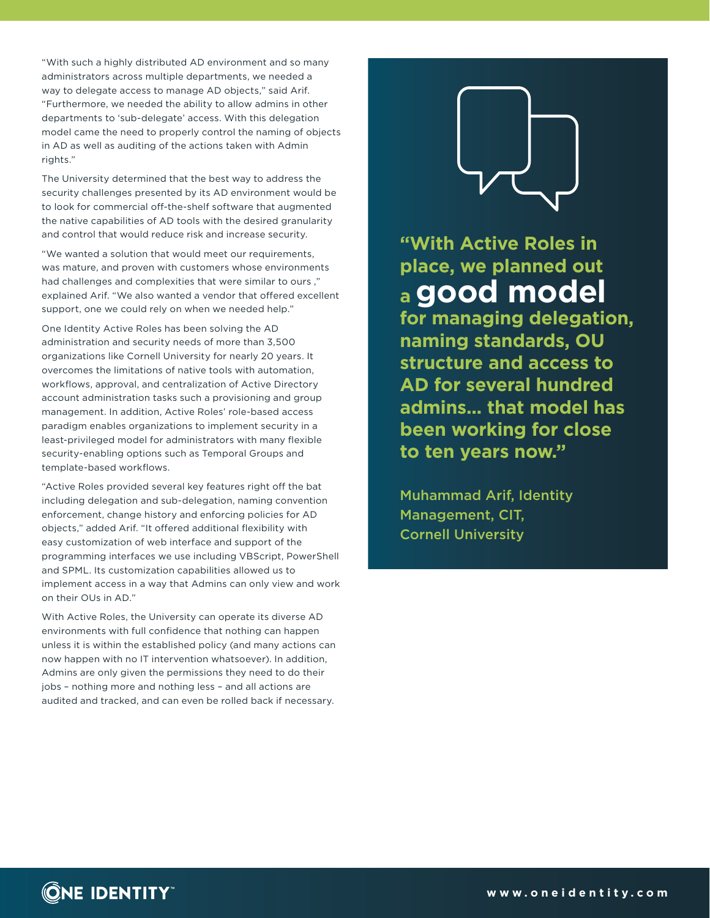"With such a highly distributed AD environment and so many administrators across multiple departments, we needed a way to delegate access to manage AD objects," said Arif. "Furthermore, we needed the ability to allow admins in other departments to 'sub-delegate' access. With this delegation model came the need to properly control the naming of objects in AD as well as auditing of the actions taken with Admin rights."

The University determined that the best way to address the security challenges presented by its AD environment would be to look for commercial off-the-shelf software that augmented the native capabilities of AD tools with the desired granularity and control that would reduce risk and increase security.

"We wanted a solution that would meet our requirements, was mature, and proven with customers whose environments had challenges and complexities that were similar to ours ," explained Arif. "We also wanted a vendor that offered excellent support, one we could rely on when we needed help."

One Identity Active Roles has been solving the AD administration and security needs of more than 3,500 organizations like Cornell University for nearly 20 years. It overcomes the limitations of native tools with automation, workflows, approval, and centralization of Active Directory account administration tasks such a provisioning and group management. In addition, Active Roles' role-based access paradigm enables organizations to implement security in a least-privileged model for administrators with many flexible security-enabling options such as Temporal Groups and template-based workflows.

"Active Roles provided several key features right off the bat including delegation and sub-delegation, naming convention enforcement, change history and enforcing policies for AD objects," added Arif. "It offered additional flexibility with easy customization of web interface and support of the programming interfaces we use including VBScript, PowerShell and SPML. Its customization capabilities allowed us to implement access in a way that Admins can only view and work on their OUs in AD."

With Active Roles, the University can operate its diverse AD environments with full confidence that nothing can happen unless it is within the established policy (and many actions can now happen with no IT intervention whatsoever). In addition, Admins are only given the permissions they need to do their jobs – nothing more and nothing less – and all actions are audited and tracked, and can even be rolled back if necessary.

**"With Active Roles in place, we planned out a good model for managing delegation, naming standards, OU structure and access to AD for several hundred admins... that model has been working for close to ten years now."**

Muhammad Arif, Identity Management, CIT, Cornell University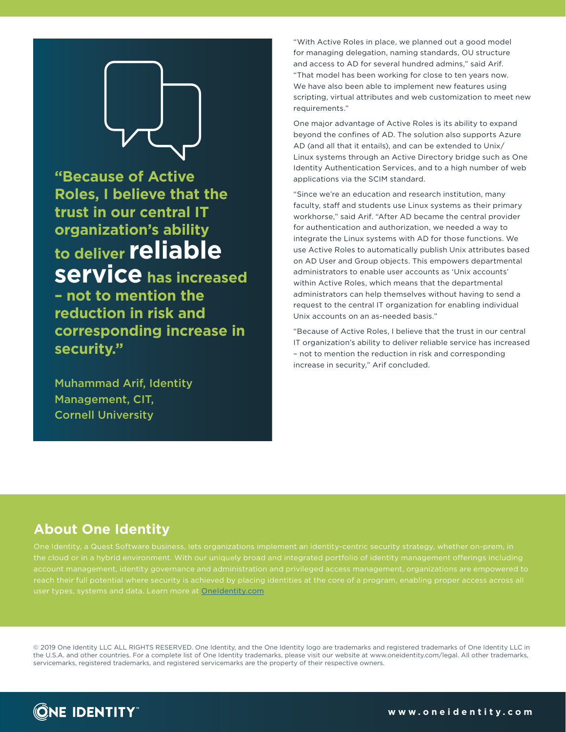> **“Because of Active Roles, I believe that the trust in our central IT organization’s ability to deliver reliable service has increased – not to mention the reduction in risk and corresponding increase in security.”**
>
> Muhammad Arif, Identity Management, CIT, Cornell University

“With Active Roles in place, we planned out a good model for managing delegation, naming standards, OU structure and access to AD for several hundred admins,” said Arif. “That model has been working for close to ten years now. We have also been able to implement new features using scripting, virtual attributes and web customization to meet new requirements.”

One major advantage of Active Roles is its ability to expand beyond the confines of AD. The solution also supports Azure AD (and all that it entails), and can be extended to Unix/Linux systems through an Active Directory bridge such as One Identity Authentication Services, and to a high number of web applications via the SCIM standard.

“Since we’re an education and research institution, many faculty, staff and students use Linux systems as their primary workhorse,” said Arif. “After AD became the central provider for authentication and authorization, we needed a way to integrate the Linux systems with AD for those functions. We use Active Roles to automatically publish Unix attributes based on AD User and Group objects. This empowers departmental administrators to enable user accounts as ‘Unix accounts’ within Active Roles, which means that the departmental administrators can help themselves without having to send a request to the central IT organization for enabling individual Unix accounts on an as-needed basis.”

“Because of Active Roles, I believe that the trust in our central IT organization’s ability to deliver reliable service has increased – not to mention the reduction in risk and corresponding increase in security,” Arif concluded.

## About One Identity

One Identity, a Quest Software business, lets organizations implement an identity-centric security strategy, whether on-prem, in the cloud or in a hybrid environment. With our uniquely broad and integrated portfolio of identity management offerings including account management, identity governance and administration and privileged access management, organizations are empowered to reach their full potential where security is achieved by placing identities at the core of a program, enabling proper access across all user types, systems and data. Learn more at OneIdentity.com

© 2019 One Identity LLC ALL RIGHTS RESERVED. One Identity, and the One Identity logo are trademarks and registered trademarks of One Identity LLC in the U.S.A. and other countries. For a complete list of One Identity trademarks, please visit our website at www.oneidentity.com/legal. All other trademarks, servicemarks, registered trademarks, and registered servicemarks are the property of their respective owners.

ONE IDENTITY™

www.oneidentity.com